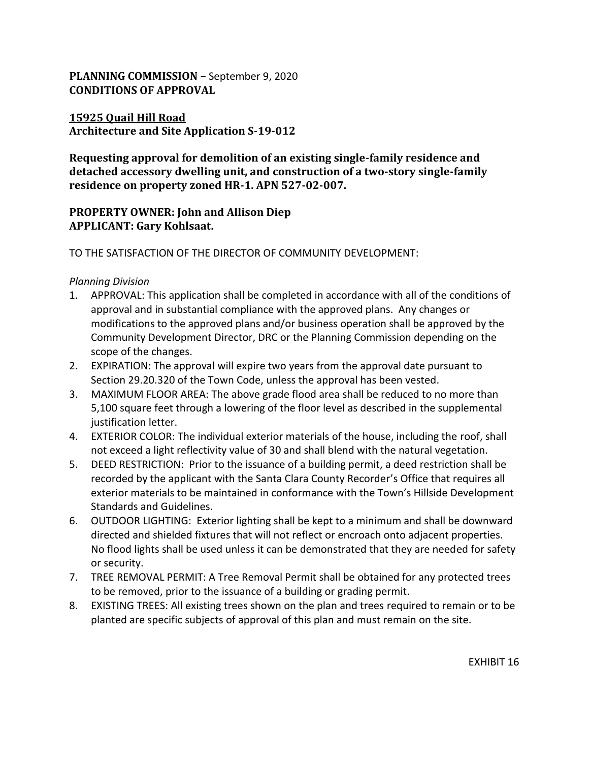**PLANNING COMMISSION –** September 9, 2020
**CONDITIONS OF APPROVAL**

**15925 Quail Hill Road**
**Architecture and Site Application S-19-012**

**Requesting approval for demolition of an existing single-family residence and detached accessory dwelling unit, and construction of a two-story single-family residence on property zoned HR-1. APN 527-02-007.**

**PROPERTY OWNER: John and Allison Diep**
**APPLICANT: Gary Kohlsaat.**

TO THE SATISFACTION OF THE DIRECTOR OF COMMUNITY DEVELOPMENT:

*Planning Division*

1. APPROVAL: This application shall be completed in accordance with all of the conditions of approval and in substantial compliance with the approved plans. Any changes or modifications to the approved plans and/or business operation shall be approved by the Community Development Director, DRC or the Planning Commission depending on the scope of the changes.
2. EXPIRATION: The approval will expire two years from the approval date pursuant to Section 29.20.320 of the Town Code, unless the approval has been vested.
3. MAXIMUM FLOOR AREA: The above grade flood area shall be reduced to no more than 5,100 square feet through a lowering of the floor level as described in the supplemental justification letter.
4. EXTERIOR COLOR: The individual exterior materials of the house, including the roof, shall not exceed a light reflectivity value of 30 and shall blend with the natural vegetation.
5. DEED RESTRICTION: Prior to the issuance of a building permit, a deed restriction shall be recorded by the applicant with the Santa Clara County Recorder's Office that requires all exterior materials to be maintained in conformance with the Town's Hillside Development Standards and Guidelines.
6. OUTDOOR LIGHTING: Exterior lighting shall be kept to a minimum and shall be downward directed and shielded fixtures that will not reflect or encroach onto adjacent properties. No flood lights shall be used unless it can be demonstrated that they are needed for safety or security.
7. TREE REMOVAL PERMIT: A Tree Removal Permit shall be obtained for any protected trees to be removed, prior to the issuance of a building or grading permit.
8. EXISTING TREES: All existing trees shown on the plan and trees required to remain or to be planted are specific subjects of approval of this plan and must remain on the site.

EXHIBIT 16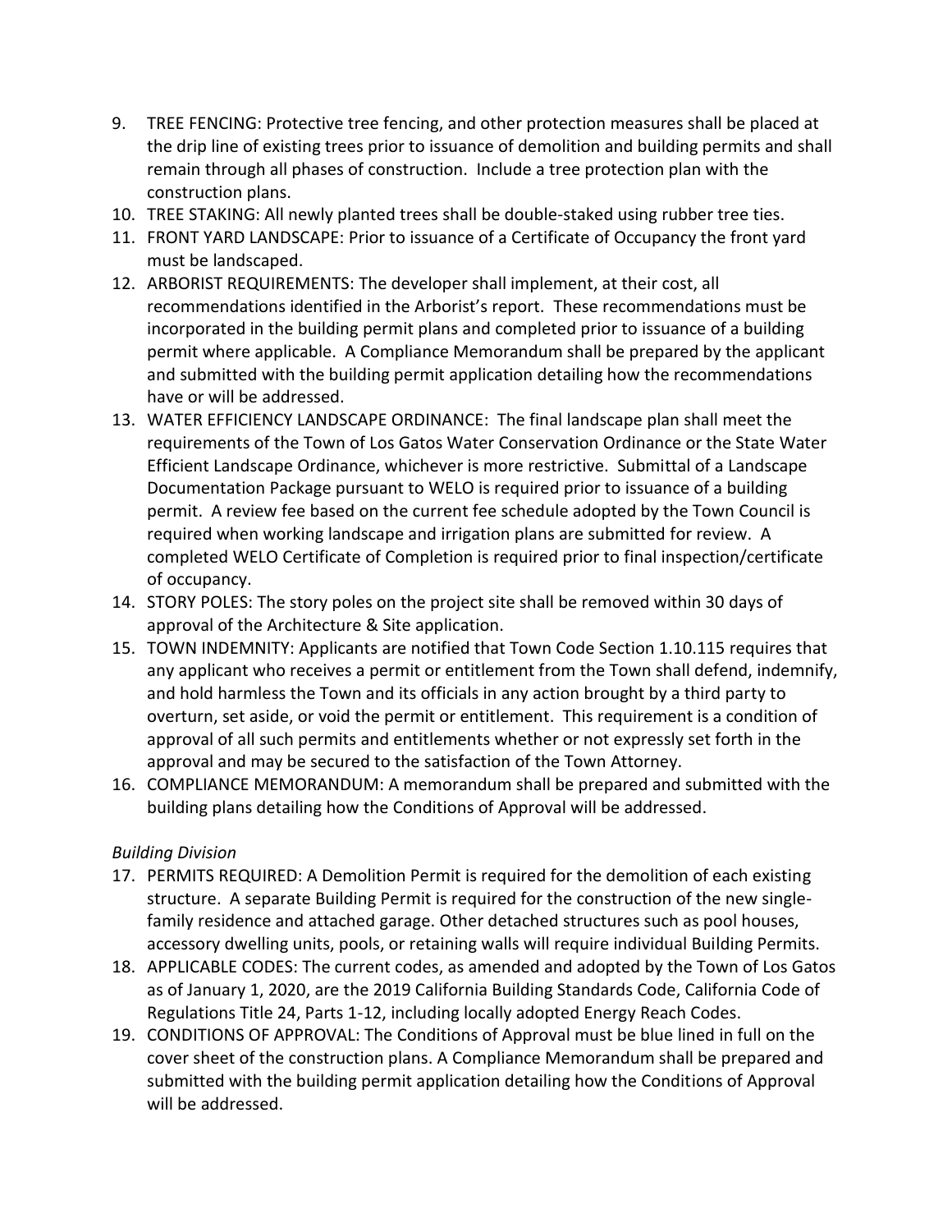9. TREE FENCING: Protective tree fencing, and other protection measures shall be placed at the drip line of existing trees prior to issuance of demolition and building permits and shall remain through all phases of construction. Include a tree protection plan with the construction plans.
10. TREE STAKING: All newly planted trees shall be double-staked using rubber tree ties.
11. FRONT YARD LANDSCAPE: Prior to issuance of a Certificate of Occupancy the front yard must be landscaped.
12. ARBORIST REQUIREMENTS: The developer shall implement, at their cost, all recommendations identified in the Arborist's report. These recommendations must be incorporated in the building permit plans and completed prior to issuance of a building permit where applicable. A Compliance Memorandum shall be prepared by the applicant and submitted with the building permit application detailing how the recommendations have or will be addressed.
13. WATER EFFICIENCY LANDSCAPE ORDINANCE: The final landscape plan shall meet the requirements of the Town of Los Gatos Water Conservation Ordinance or the State Water Efficient Landscape Ordinance, whichever is more restrictive. Submittal of a Landscape Documentation Package pursuant to WELO is required prior to issuance of a building permit. A review fee based on the current fee schedule adopted by the Town Council is required when working landscape and irrigation plans are submitted for review. A completed WELO Certificate of Completion is required prior to final inspection/certificate of occupancy.
14. STORY POLES: The story poles on the project site shall be removed within 30 days of approval of the Architecture & Site application.
15. TOWN INDEMNITY: Applicants are notified that Town Code Section 1.10.115 requires that any applicant who receives a permit or entitlement from the Town shall defend, indemnify, and hold harmless the Town and its officials in any action brought by a third party to overturn, set aside, or void the permit or entitlement. This requirement is a condition of approval of all such permits and entitlements whether or not expressly set forth in the approval and may be secured to the satisfaction of the Town Attorney.
16. COMPLIANCE MEMORANDUM: A memorandum shall be prepared and submitted with the building plans detailing how the Conditions of Approval will be addressed.

*Building Division*

17. PERMITS REQUIRED: A Demolition Permit is required for the demolition of each existing structure. A separate Building Permit is required for the construction of the new single-family residence and attached garage. Other detached structures such as pool houses, accessory dwelling units, pools, or retaining walls will require individual Building Permits.
18. APPLICABLE CODES: The current codes, as amended and adopted by the Town of Los Gatos as of January 1, 2020, are the 2019 California Building Standards Code, California Code of Regulations Title 24, Parts 1-12, including locally adopted Energy Reach Codes.
19. CONDITIONS OF APPROVAL: The Conditions of Approval must be blue lined in full on the cover sheet of the construction plans. A Compliance Memorandum shall be prepared and submitted with the building permit application detailing how the Conditions of Approval will be addressed.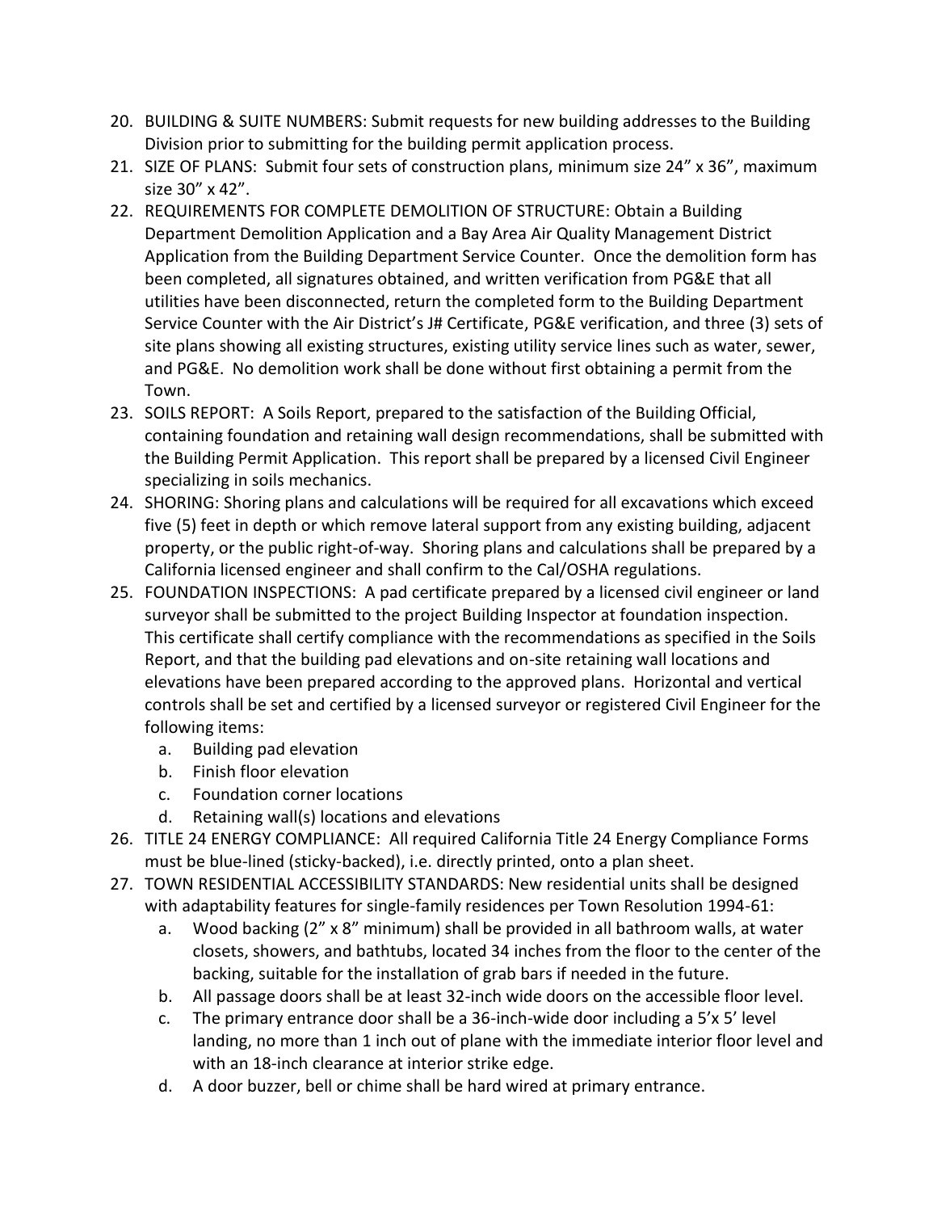20. BUILDING & SUITE NUMBERS: Submit requests for new building addresses to the Building Division prior to submitting for the building permit application process.
21. SIZE OF PLANS: Submit four sets of construction plans, minimum size 24" x 36", maximum size 30" x 42".
22. REQUIREMENTS FOR COMPLETE DEMOLITION OF STRUCTURE: Obtain a Building Department Demolition Application and a Bay Area Air Quality Management District Application from the Building Department Service Counter. Once the demolition form has been completed, all signatures obtained, and written verification from PG&E that all utilities have been disconnected, return the completed form to the Building Department Service Counter with the Air District's J# Certificate, PG&E verification, and three (3) sets of site plans showing all existing structures, existing utility service lines such as water, sewer, and PG&E. No demolition work shall be done without first obtaining a permit from the Town.
23. SOILS REPORT: A Soils Report, prepared to the satisfaction of the Building Official, containing foundation and retaining wall design recommendations, shall be submitted with the Building Permit Application. This report shall be prepared by a licensed Civil Engineer specializing in soils mechanics.
24. SHORING: Shoring plans and calculations will be required for all excavations which exceed five (5) feet in depth or which remove lateral support from any existing building, adjacent property, or the public right-of-way. Shoring plans and calculations shall be prepared by a California licensed engineer and shall confirm to the Cal/OSHA regulations.
25. FOUNDATION INSPECTIONS: A pad certificate prepared by a licensed civil engineer or land surveyor shall be submitted to the project Building Inspector at foundation inspection. This certificate shall certify compliance with the recommendations as specified in the Soils Report, and that the building pad elevations and on-site retaining wall locations and elevations have been prepared according to the approved plans. Horizontal and vertical controls shall be set and certified by a licensed surveyor or registered Civil Engineer for the following items:
    a. Building pad elevation
    b. Finish floor elevation
    c. Foundation corner locations
    d. Retaining wall(s) locations and elevations
26. TITLE 24 ENERGY COMPLIANCE: All required California Title 24 Energy Compliance Forms must be blue-lined (sticky-backed), i.e. directly printed, onto a plan sheet.
27. TOWN RESIDENTIAL ACCESSIBILITY STANDARDS: New residential units shall be designed with adaptability features for single-family residences per Town Resolution 1994-61:
    a. Wood backing (2" x 8" minimum) shall be provided in all bathroom walls, at water closets, showers, and bathtubs, located 34 inches from the floor to the center of the backing, suitable for the installation of grab bars if needed in the future.
    b. All passage doors shall be at least 32-inch wide doors on the accessible floor level.
    c. The primary entrance door shall be a 36-inch-wide door including a 5'x 5' level landing, no more than 1 inch out of plane with the immediate interior floor level and with an 18-inch clearance at interior strike edge.
    d. A door buzzer, bell or chime shall be hard wired at primary entrance.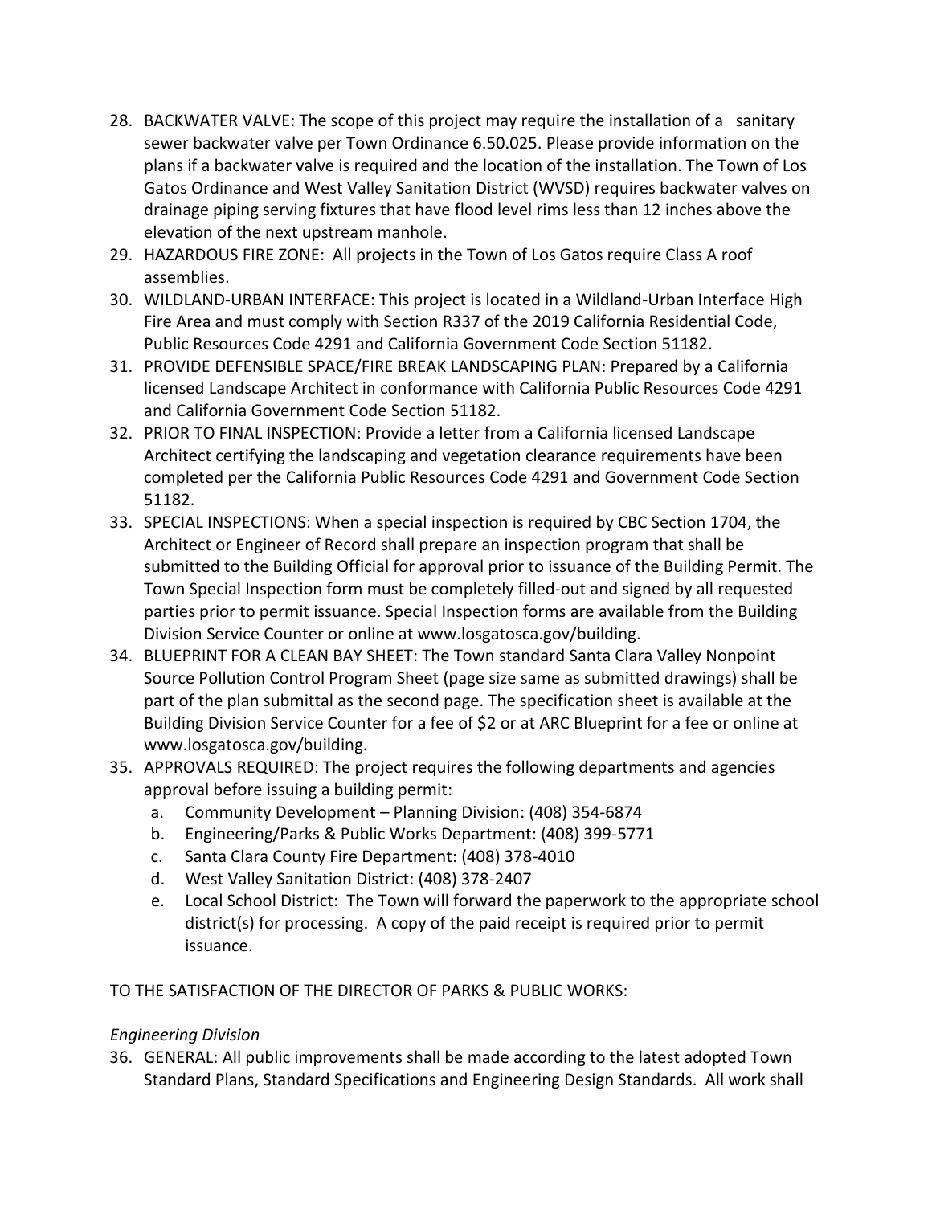28. BACKWATER VALVE: The scope of this project may require the installation of a sanitary sewer backwater valve per Town Ordinance 6.50.025. Please provide information on the plans if a backwater valve is required and the location of the installation. The Town of Los Gatos Ordinance and West Valley Sanitation District (WVSD) requires backwater valves on drainage piping serving fixtures that have flood level rims less than 12 inches above the elevation of the next upstream manhole.
29. HAZARDOUS FIRE ZONE: All projects in the Town of Los Gatos require Class A roof assemblies.
30. WILDLAND-URBAN INTERFACE: This project is located in a Wildland-Urban Interface High Fire Area and must comply with Section R337 of the 2019 California Residential Code, Public Resources Code 4291 and California Government Code Section 51182.
31. PROVIDE DEFENSIBLE SPACE/FIRE BREAK LANDSCAPING PLAN: Prepared by a California licensed Landscape Architect in conformance with California Public Resources Code 4291 and California Government Code Section 51182.
32. PRIOR TO FINAL INSPECTION: Provide a letter from a California licensed Landscape Architect certifying the landscaping and vegetation clearance requirements have been completed per the California Public Resources Code 4291 and Government Code Section 51182.
33. SPECIAL INSPECTIONS: When a special inspection is required by CBC Section 1704, the Architect or Engineer of Record shall prepare an inspection program that shall be submitted to the Building Official for approval prior to issuance of the Building Permit. The Town Special Inspection form must be completely filled-out and signed by all requested parties prior to permit issuance. Special Inspection forms are available from the Building Division Service Counter or online at www.losgatosca.gov/building.
34. BLUEPRINT FOR A CLEAN BAY SHEET: The Town standard Santa Clara Valley Nonpoint Source Pollution Control Program Sheet (page size same as submitted drawings) shall be part of the plan submittal as the second page. The specification sheet is available at the Building Division Service Counter for a fee of $2 or at ARC Blueprint for a fee or online at www.losgatosca.gov/building.
35. APPROVALS REQUIRED: The project requires the following departments and agencies approval before issuing a building permit:
    a. Community Development – Planning Division: (408) 354-6874
    b. Engineering/Parks & Public Works Department: (408) 399-5771
    c. Santa Clara County Fire Department: (408) 378-4010
    d. West Valley Sanitation District: (408) 378-2407
    e. Local School District: The Town will forward the paperwork to the appropriate school district(s) for processing. A copy of the paid receipt is required prior to permit issuance.

TO THE SATISFACTION OF THE DIRECTOR OF PARKS & PUBLIC WORKS:

*Engineering Division*

36. GENERAL: All public improvements shall be made according to the latest adopted Town Standard Plans, Standard Specifications and Engineering Design Standards. All work shall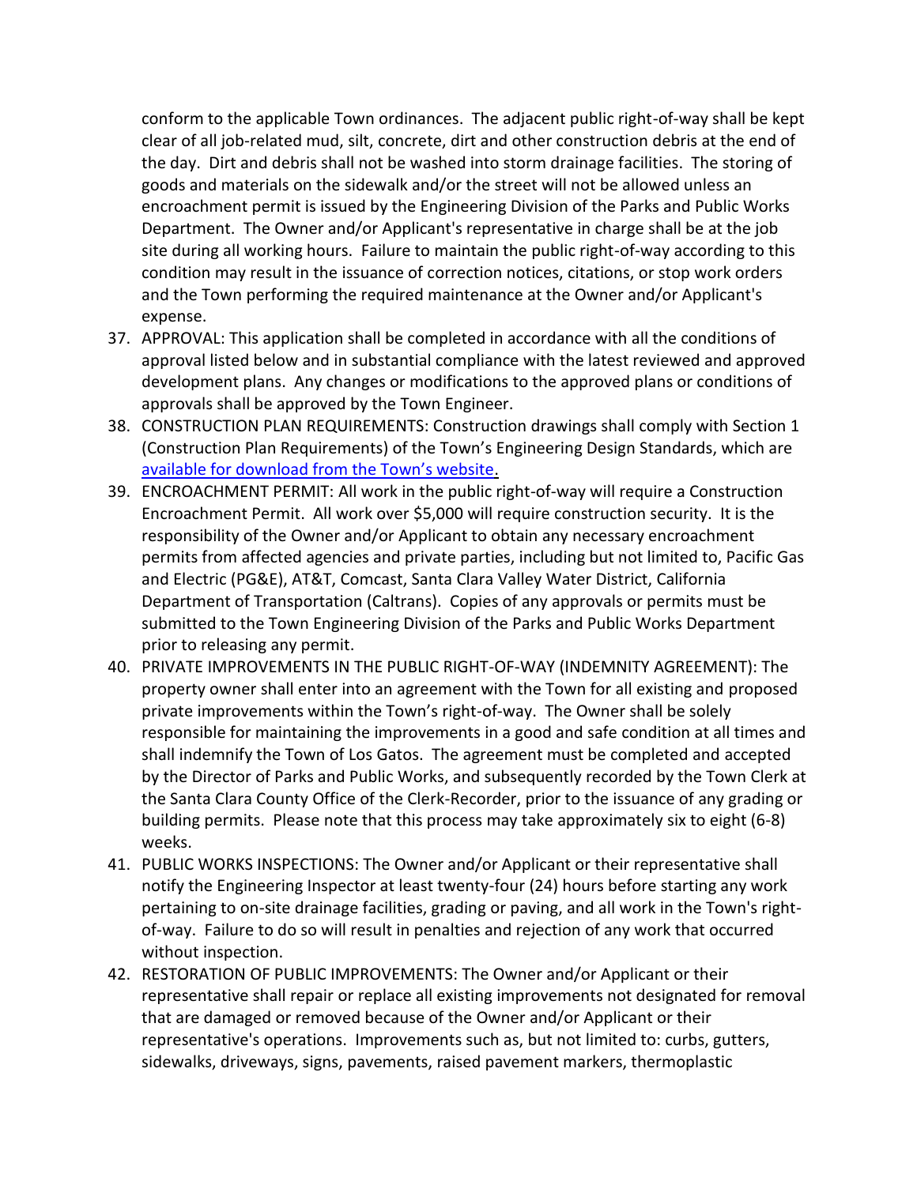conform to the applicable Town ordinances. The adjacent public right-of-way shall be kept clear of all job-related mud, silt, concrete, dirt and other construction debris at the end of the day. Dirt and debris shall not be washed into storm drainage facilities. The storing of goods and materials on the sidewalk and/or the street will not be allowed unless an encroachment permit is issued by the Engineering Division of the Parks and Public Works Department. The Owner and/or Applicant's representative in charge shall be at the job site during all working hours. Failure to maintain the public right-of-way according to this condition may result in the issuance of correction notices, citations, or stop work orders and the Town performing the required maintenance at the Owner and/or Applicant's expense.

37. APPROVAL: This application shall be completed in accordance with all the conditions of approval listed below and in substantial compliance with the latest reviewed and approved development plans. Any changes or modifications to the approved plans or conditions of approvals shall be approved by the Town Engineer.
38. CONSTRUCTION PLAN REQUIREMENTS: Construction drawings shall comply with Section 1 (Construction Plan Requirements) of the Town's Engineering Design Standards, which are [available for download from the Town's website](#).
39. ENCROACHMENT PERMIT: All work in the public right-of-way will require a Construction Encroachment Permit. All work over $5,000 will require construction security. It is the responsibility of the Owner and/or Applicant to obtain any necessary encroachment permits from affected agencies and private parties, including but not limited to, Pacific Gas and Electric (PG&E), AT&T, Comcast, Santa Clara Valley Water District, California Department of Transportation (Caltrans). Copies of any approvals or permits must be submitted to the Town Engineering Division of the Parks and Public Works Department prior to releasing any permit.
40. PRIVATE IMPROVEMENTS IN THE PUBLIC RIGHT-OF-WAY (INDEMNITY AGREEMENT): The property owner shall enter into an agreement with the Town for all existing and proposed private improvements within the Town's right-of-way. The Owner shall be solely responsible for maintaining the improvements in a good and safe condition at all times and shall indemnify the Town of Los Gatos. The agreement must be completed and accepted by the Director of Parks and Public Works, and subsequently recorded by the Town Clerk at the Santa Clara County Office of the Clerk-Recorder, prior to the issuance of any grading or building permits. Please note that this process may take approximately six to eight (6-8) weeks.
41. PUBLIC WORKS INSPECTIONS: The Owner and/or Applicant or their representative shall notify the Engineering Inspector at least twenty-four (24) hours before starting any work pertaining to on-site drainage facilities, grading or paving, and all work in the Town's right-of-way. Failure to do so will result in penalties and rejection of any work that occurred without inspection.
42. RESTORATION OF PUBLIC IMPROVEMENTS: The Owner and/or Applicant or their representative shall repair or replace all existing improvements not designated for removal that are damaged or removed because of the Owner and/or Applicant or their representative's operations. Improvements such as, but not limited to: curbs, gutters, sidewalks, driveways, signs, pavements, raised pavement markers, thermoplastic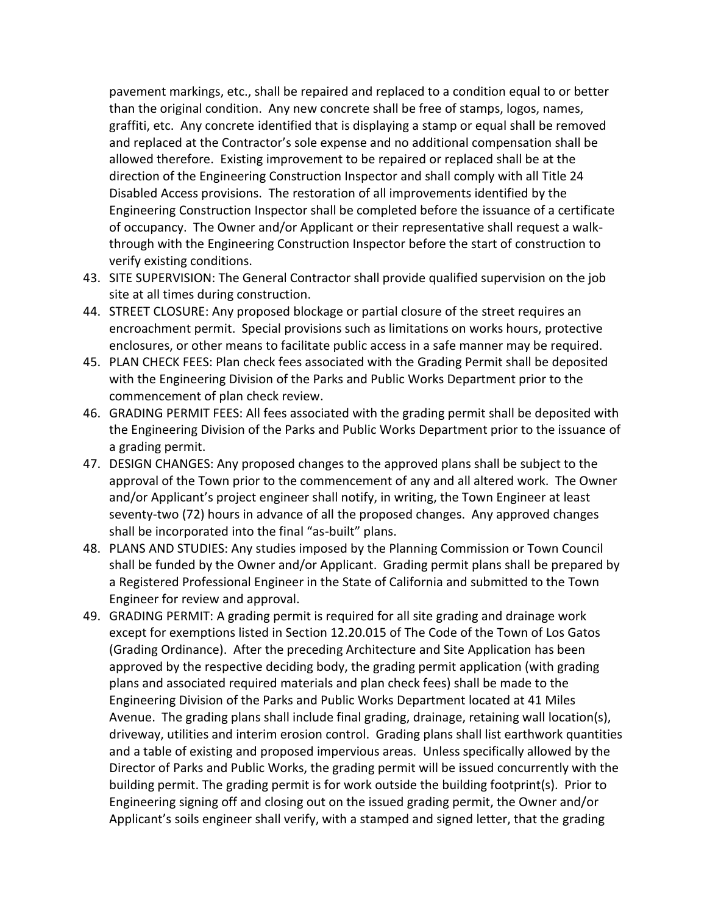pavement markings, etc., shall be repaired and replaced to a condition equal to or better than the original condition. Any new concrete shall be free of stamps, logos, names, graffiti, etc. Any concrete identified that is displaying a stamp or equal shall be removed and replaced at the Contractor's sole expense and no additional compensation shall be allowed therefore. Existing improvement to be repaired or replaced shall be at the direction of the Engineering Construction Inspector and shall comply with all Title 24 Disabled Access provisions. The restoration of all improvements identified by the Engineering Construction Inspector shall be completed before the issuance of a certificate of occupancy. The Owner and/or Applicant or their representative shall request a walk-through with the Engineering Construction Inspector before the start of construction to verify existing conditions.

43. SITE SUPERVISION: The General Contractor shall provide qualified supervision on the job site at all times during construction.
44. STREET CLOSURE: Any proposed blockage or partial closure of the street requires an encroachment permit. Special provisions such as limitations on works hours, protective enclosures, or other means to facilitate public access in a safe manner may be required.
45. PLAN CHECK FEES: Plan check fees associated with the Grading Permit shall be deposited with the Engineering Division of the Parks and Public Works Department prior to the commencement of plan check review.
46. GRADING PERMIT FEES: All fees associated with the grading permit shall be deposited with the Engineering Division of the Parks and Public Works Department prior to the issuance of a grading permit.
47. DESIGN CHANGES: Any proposed changes to the approved plans shall be subject to the approval of the Town prior to the commencement of any and all altered work. The Owner and/or Applicant's project engineer shall notify, in writing, the Town Engineer at least seventy-two (72) hours in advance of all the proposed changes. Any approved changes shall be incorporated into the final "as-built" plans.
48. PLANS AND STUDIES: Any studies imposed by the Planning Commission or Town Council shall be funded by the Owner and/or Applicant. Grading permit plans shall be prepared by a Registered Professional Engineer in the State of California and submitted to the Town Engineer for review and approval.
49. GRADING PERMIT: A grading permit is required for all site grading and drainage work except for exemptions listed in Section 12.20.015 of The Code of the Town of Los Gatos (Grading Ordinance). After the preceding Architecture and Site Application has been approved by the respective deciding body, the grading permit application (with grading plans and associated required materials and plan check fees) shall be made to the Engineering Division of the Parks and Public Works Department located at 41 Miles Avenue. The grading plans shall include final grading, drainage, retaining wall location(s), driveway, utilities and interim erosion control. Grading plans shall list earthwork quantities and a table of existing and proposed impervious areas. Unless specifically allowed by the Director of Parks and Public Works, the grading permit will be issued concurrently with the building permit. The grading permit is for work outside the building footprint(s). Prior to Engineering signing off and closing out on the issued grading permit, the Owner and/or Applicant's soils engineer shall verify, with a stamped and signed letter, that the grading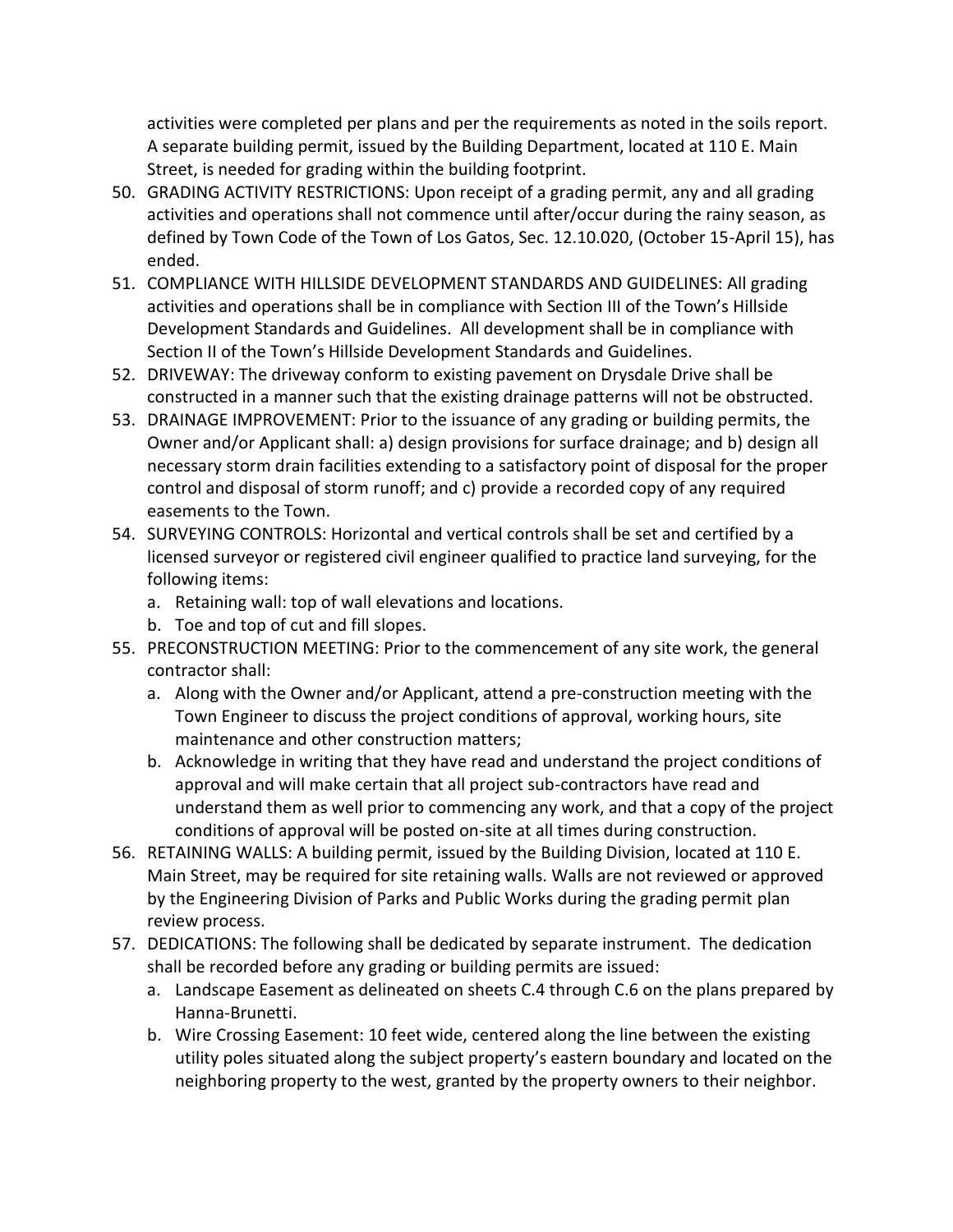activities were completed per plans and per the requirements as noted in the soils report. A separate building permit, issued by the Building Department, located at 110 E. Main Street, is needed for grading within the building footprint.

50. GRADING ACTIVITY RESTRICTIONS: Upon receipt of a grading permit, any and all grading activities and operations shall not commence until after/occur during the rainy season, as defined by Town Code of the Town of Los Gatos, Sec. 12.10.020, (October 15-April 15), has ended.
51. COMPLIANCE WITH HILLSIDE DEVELOPMENT STANDARDS AND GUIDELINES: All grading activities and operations shall be in compliance with Section III of the Town's Hillside Development Standards and Guidelines. All development shall be in compliance with Section II of the Town's Hillside Development Standards and Guidelines.
52. DRIVEWAY: The driveway conform to existing pavement on Drysdale Drive shall be constructed in a manner such that the existing drainage patterns will not be obstructed.
53. DRAINAGE IMPROVEMENT: Prior to the issuance of any grading or building permits, the Owner and/or Applicant shall: a) design provisions for surface drainage; and b) design all necessary storm drain facilities extending to a satisfactory point of disposal for the proper control and disposal of storm runoff; and c) provide a recorded copy of any required easements to the Town.
54. SURVEYING CONTROLS: Horizontal and vertical controls shall be set and certified by a licensed surveyor or registered civil engineer qualified to practice land surveying, for the following items:
    a. Retaining wall: top of wall elevations and locations.
    b. Toe and top of cut and fill slopes.
55. PRECONSTRUCTION MEETING: Prior to the commencement of any site work, the general contractor shall:
    a. Along with the Owner and/or Applicant, attend a pre-construction meeting with the Town Engineer to discuss the project conditions of approval, working hours, site maintenance and other construction matters;
    b. Acknowledge in writing that they have read and understand the project conditions of approval and will make certain that all project sub-contractors have read and understand them as well prior to commencing any work, and that a copy of the project conditions of approval will be posted on-site at all times during construction.
56. RETAINING WALLS: A building permit, issued by the Building Division, located at 110 E. Main Street, may be required for site retaining walls. Walls are not reviewed or approved by the Engineering Division of Parks and Public Works during the grading permit plan review process.
57. DEDICATIONS: The following shall be dedicated by separate instrument. The dedication shall be recorded before any grading or building permits are issued:
    a. Landscape Easement as delineated on sheets C.4 through C.6 on the plans prepared by Hanna-Brunetti.
    b. Wire Crossing Easement: 10 feet wide, centered along the line between the existing utility poles situated along the subject property's eastern boundary and located on the neighboring property to the west, granted by the property owners to their neighbor.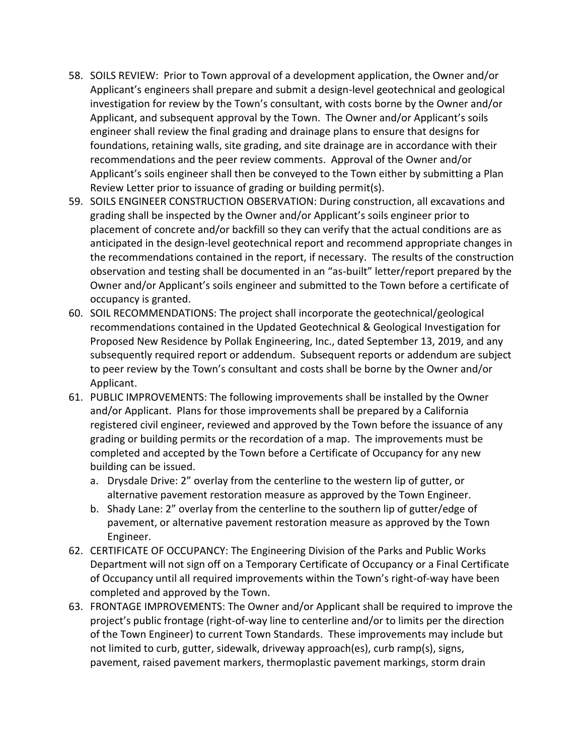58. SOILS REVIEW: Prior to Town approval of a development application, the Owner and/or Applicant's engineers shall prepare and submit a design-level geotechnical and geological investigation for review by the Town's consultant, with costs borne by the Owner and/or Applicant, and subsequent approval by the Town. The Owner and/or Applicant's soils engineer shall review the final grading and drainage plans to ensure that designs for foundations, retaining walls, site grading, and site drainage are in accordance with their recommendations and the peer review comments. Approval of the Owner and/or Applicant's soils engineer shall then be conveyed to the Town either by submitting a Plan Review Letter prior to issuance of grading or building permit(s).
59. SOILS ENGINEER CONSTRUCTION OBSERVATION: During construction, all excavations and grading shall be inspected by the Owner and/or Applicant's soils engineer prior to placement of concrete and/or backfill so they can verify that the actual conditions are as anticipated in the design-level geotechnical report and recommend appropriate changes in the recommendations contained in the report, if necessary. The results of the construction observation and testing shall be documented in an "as-built" letter/report prepared by the Owner and/or Applicant's soils engineer and submitted to the Town before a certificate of occupancy is granted.
60. SOIL RECOMMENDATIONS: The project shall incorporate the geotechnical/geological recommendations contained in the Updated Geotechnical & Geological Investigation for Proposed New Residence by Pollak Engineering, Inc., dated September 13, 2019, and any subsequently required report or addendum. Subsequent reports or addendum are subject to peer review by the Town's consultant and costs shall be borne by the Owner and/or Applicant.
61. PUBLIC IMPROVEMENTS: The following improvements shall be installed by the Owner and/or Applicant. Plans for those improvements shall be prepared by a California registered civil engineer, reviewed and approved by the Town before the issuance of any grading or building permits or the recordation of a map. The improvements must be completed and accepted by the Town before a Certificate of Occupancy for any new building can be issued.
    a. Drysdale Drive: 2" overlay from the centerline to the western lip of gutter, or alternative pavement restoration measure as approved by the Town Engineer.
    b. Shady Lane: 2" overlay from the centerline to the southern lip of gutter/edge of pavement, or alternative pavement restoration measure as approved by the Town Engineer.
62. CERTIFICATE OF OCCUPANCY: The Engineering Division of the Parks and Public Works Department will not sign off on a Temporary Certificate of Occupancy or a Final Certificate of Occupancy until all required improvements within the Town's right-of-way have been completed and approved by the Town.
63. FRONTAGE IMPROVEMENTS: The Owner and/or Applicant shall be required to improve the project's public frontage (right-of-way line to centerline and/or to limits per the direction of the Town Engineer) to current Town Standards. These improvements may include but not limited to curb, gutter, sidewalk, driveway approach(es), curb ramp(s), signs, pavement, raised pavement markers, thermoplastic pavement markings, storm drain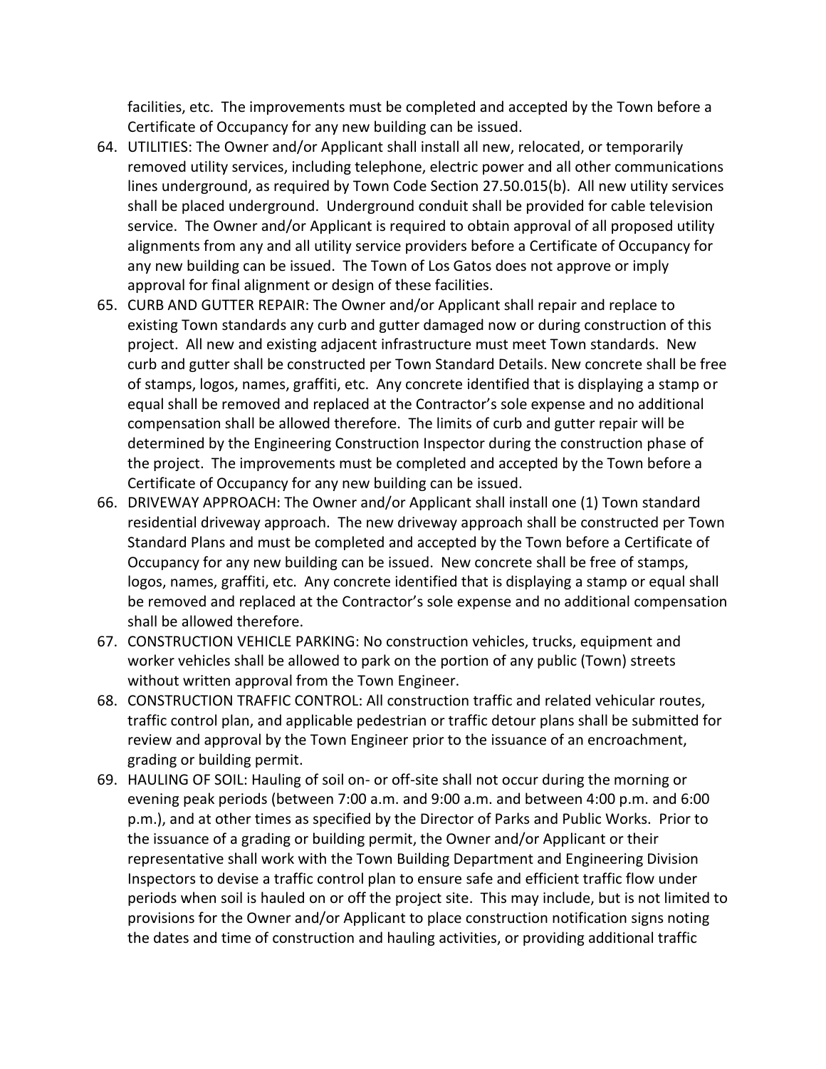facilities, etc. The improvements must be completed and accepted by the Town before a Certificate of Occupancy for any new building can be issued.

64. UTILITIES: The Owner and/or Applicant shall install all new, relocated, or temporarily removed utility services, including telephone, electric power and all other communications lines underground, as required by Town Code Section 27.50.015(b). All new utility services shall be placed underground. Underground conduit shall be provided for cable television service. The Owner and/or Applicant is required to obtain approval of all proposed utility alignments from any and all utility service providers before a Certificate of Occupancy for any new building can be issued. The Town of Los Gatos does not approve or imply approval for final alignment or design of these facilities.
65. CURB AND GUTTER REPAIR: The Owner and/or Applicant shall repair and replace to existing Town standards any curb and gutter damaged now or during construction of this project. All new and existing adjacent infrastructure must meet Town standards. New curb and gutter shall be constructed per Town Standard Details. New concrete shall be free of stamps, logos, names, graffiti, etc. Any concrete identified that is displaying a stamp or equal shall be removed and replaced at the Contractor's sole expense and no additional compensation shall be allowed therefore. The limits of curb and gutter repair will be determined by the Engineering Construction Inspector during the construction phase of the project. The improvements must be completed and accepted by the Town before a Certificate of Occupancy for any new building can be issued.
66. DRIVEWAY APPROACH: The Owner and/or Applicant shall install one (1) Town standard residential driveway approach. The new driveway approach shall be constructed per Town Standard Plans and must be completed and accepted by the Town before a Certificate of Occupancy for any new building can be issued. New concrete shall be free of stamps, logos, names, graffiti, etc. Any concrete identified that is displaying a stamp or equal shall be removed and replaced at the Contractor's sole expense and no additional compensation shall be allowed therefore.
67. CONSTRUCTION VEHICLE PARKING: No construction vehicles, trucks, equipment and worker vehicles shall be allowed to park on the portion of any public (Town) streets without written approval from the Town Engineer.
68. CONSTRUCTION TRAFFIC CONTROL: All construction traffic and related vehicular routes, traffic control plan, and applicable pedestrian or traffic detour plans shall be submitted for review and approval by the Town Engineer prior to the issuance of an encroachment, grading or building permit.
69. HAULING OF SOIL: Hauling of soil on- or off-site shall not occur during the morning or evening peak periods (between 7:00 a.m. and 9:00 a.m. and between 4:00 p.m. and 6:00 p.m.), and at other times as specified by the Director of Parks and Public Works. Prior to the issuance of a grading or building permit, the Owner and/or Applicant or their representative shall work with the Town Building Department and Engineering Division Inspectors to devise a traffic control plan to ensure safe and efficient traffic flow under periods when soil is hauled on or off the project site. This may include, but is not limited to provisions for the Owner and/or Applicant to place construction notification signs noting the dates and time of construction and hauling activities, or providing additional traffic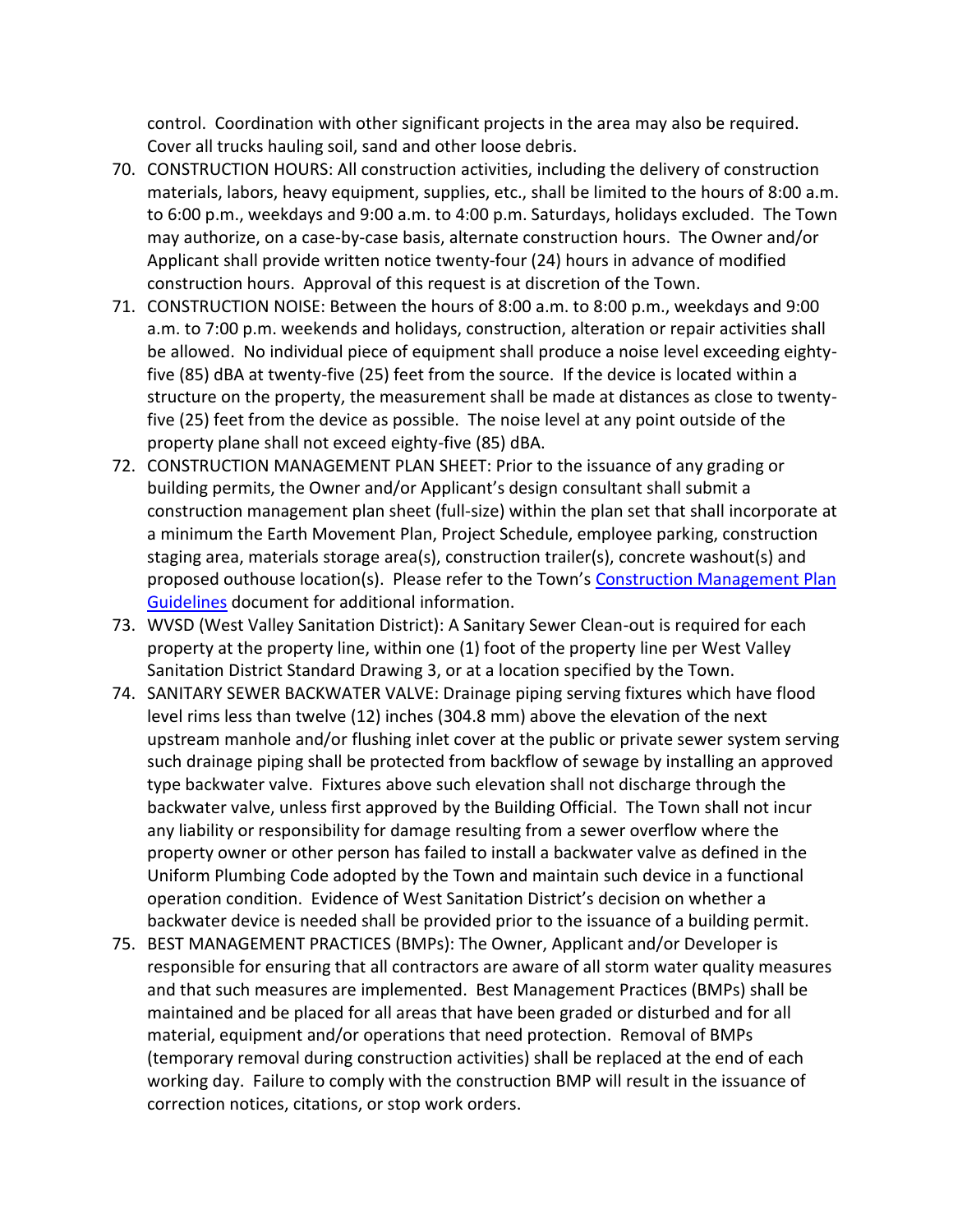control. Coordination with other significant projects in the area may also be required. Cover all trucks hauling soil, sand and other loose debris.

70. CONSTRUCTION HOURS: All construction activities, including the delivery of construction materials, labors, heavy equipment, supplies, etc., shall be limited to the hours of 8:00 a.m. to 6:00 p.m., weekdays and 9:00 a.m. to 4:00 p.m. Saturdays, holidays excluded. The Town may authorize, on a case-by-case basis, alternate construction hours. The Owner and/or Applicant shall provide written notice twenty-four (24) hours in advance of modified construction hours. Approval of this request is at discretion of the Town.
71. CONSTRUCTION NOISE: Between the hours of 8:00 a.m. to 8:00 p.m., weekdays and 9:00 a.m. to 7:00 p.m. weekends and holidays, construction, alteration or repair activities shall be allowed. No individual piece of equipment shall produce a noise level exceeding eighty-five (85) dBA at twenty-five (25) feet from the source. If the device is located within a structure on the property, the measurement shall be made at distances as close to twenty-five (25) feet from the device as possible. The noise level at any point outside of the property plane shall not exceed eighty-five (85) dBA.
72. CONSTRUCTION MANAGEMENT PLAN SHEET: Prior to the issuance of any grading or building permits, the Owner and/or Applicant's design consultant shall submit a construction management plan sheet (full-size) within the plan set that shall incorporate at a minimum the Earth Movement Plan, Project Schedule, employee parking, construction staging area, materials storage area(s), construction trailer(s), concrete washout(s) and proposed outhouse location(s). Please refer to the Town's Construction Management Plan Guidelines document for additional information.
73. WVSD (West Valley Sanitation District): A Sanitary Sewer Clean-out is required for each property at the property line, within one (1) foot of the property line per West Valley Sanitation District Standard Drawing 3, or at a location specified by the Town.
74. SANITARY SEWER BACKWATER VALVE: Drainage piping serving fixtures which have flood level rims less than twelve (12) inches (304.8 mm) above the elevation of the next upstream manhole and/or flushing inlet cover at the public or private sewer system serving such drainage piping shall be protected from backflow of sewage by installing an approved type backwater valve. Fixtures above such elevation shall not discharge through the backwater valve, unless first approved by the Building Official. The Town shall not incur any liability or responsibility for damage resulting from a sewer overflow where the property owner or other person has failed to install a backwater valve as defined in the Uniform Plumbing Code adopted by the Town and maintain such device in a functional operation condition. Evidence of West Sanitation District's decision on whether a backwater device is needed shall be provided prior to the issuance of a building permit.
75. BEST MANAGEMENT PRACTICES (BMPs): The Owner, Applicant and/or Developer is responsible for ensuring that all contractors are aware of all storm water quality measures and that such measures are implemented. Best Management Practices (BMPs) shall be maintained and be placed for all areas that have been graded or disturbed and for all material, equipment and/or operations that need protection. Removal of BMPs (temporary removal during construction activities) shall be replaced at the end of each working day. Failure to comply with the construction BMP will result in the issuance of correction notices, citations, or stop work orders.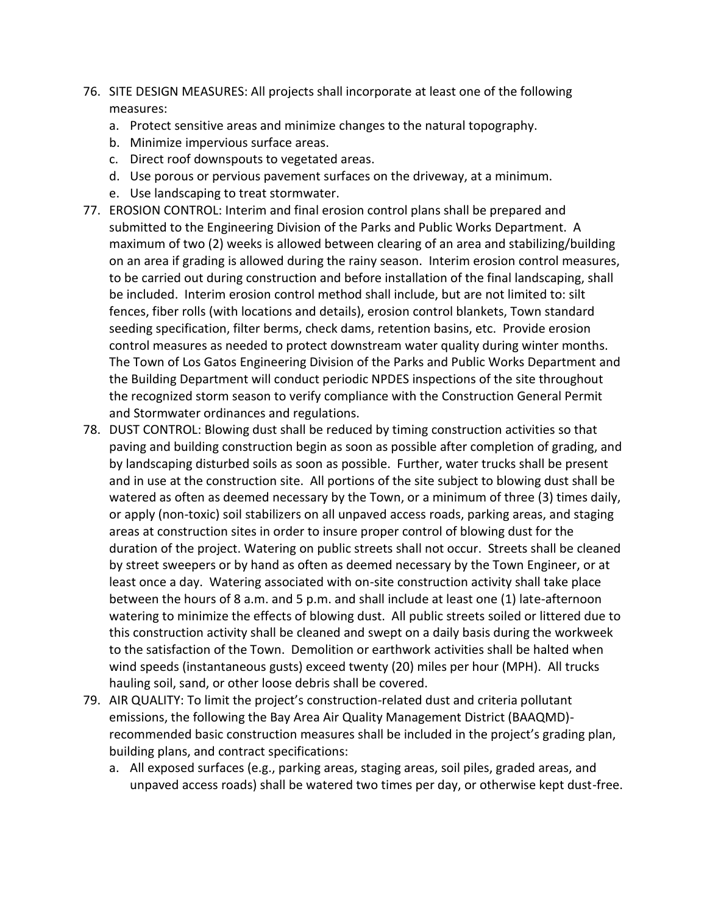76. SITE DESIGN MEASURES: All projects shall incorporate at least one of the following measures:
    a. Protect sensitive areas and minimize changes to the natural topography.
    b. Minimize impervious surface areas.
    c. Direct roof downspouts to vegetated areas.
    d. Use porous or pervious pavement surfaces on the driveway, at a minimum.
    e. Use landscaping to treat stormwater.
77. EROSION CONTROL: Interim and final erosion control plans shall be prepared and submitted to the Engineering Division of the Parks and Public Works Department. A maximum of two (2) weeks is allowed between clearing of an area and stabilizing/building on an area if grading is allowed during the rainy season. Interim erosion control measures, to be carried out during construction and before installation of the final landscaping, shall be included. Interim erosion control method shall include, but are not limited to: silt fences, fiber rolls (with locations and details), erosion control blankets, Town standard seeding specification, filter berms, check dams, retention basins, etc. Provide erosion control measures as needed to protect downstream water quality during winter months. The Town of Los Gatos Engineering Division of the Parks and Public Works Department and the Building Department will conduct periodic NPDES inspections of the site throughout the recognized storm season to verify compliance with the Construction General Permit and Stormwater ordinances and regulations.
78. DUST CONTROL: Blowing dust shall be reduced by timing construction activities so that paving and building construction begin as soon as possible after completion of grading, and by landscaping disturbed soils as soon as possible. Further, water trucks shall be present and in use at the construction site. All portions of the site subject to blowing dust shall be watered as often as deemed necessary by the Town, or a minimum of three (3) times daily, or apply (non-toxic) soil stabilizers on all unpaved access roads, parking areas, and staging areas at construction sites in order to insure proper control of blowing dust for the duration of the project. Watering on public streets shall not occur. Streets shall be cleaned by street sweepers or by hand as often as deemed necessary by the Town Engineer, or at least once a day. Watering associated with on-site construction activity shall take place between the hours of 8 a.m. and 5 p.m. and shall include at least one (1) late-afternoon watering to minimize the effects of blowing dust. All public streets soiled or littered due to this construction activity shall be cleaned and swept on a daily basis during the workweek to the satisfaction of the Town. Demolition or earthwork activities shall be halted when wind speeds (instantaneous gusts) exceed twenty (20) miles per hour (MPH). All trucks hauling soil, sand, or other loose debris shall be covered.
79. AIR QUALITY: To limit the project's construction-related dust and criteria pollutant emissions, the following the Bay Area Air Quality Management District (BAAQMD)-recommended basic construction measures shall be included in the project's grading plan, building plans, and contract specifications:
    a. All exposed surfaces (e.g., parking areas, staging areas, soil piles, graded areas, and unpaved access roads) shall be watered two times per day, or otherwise kept dust-free.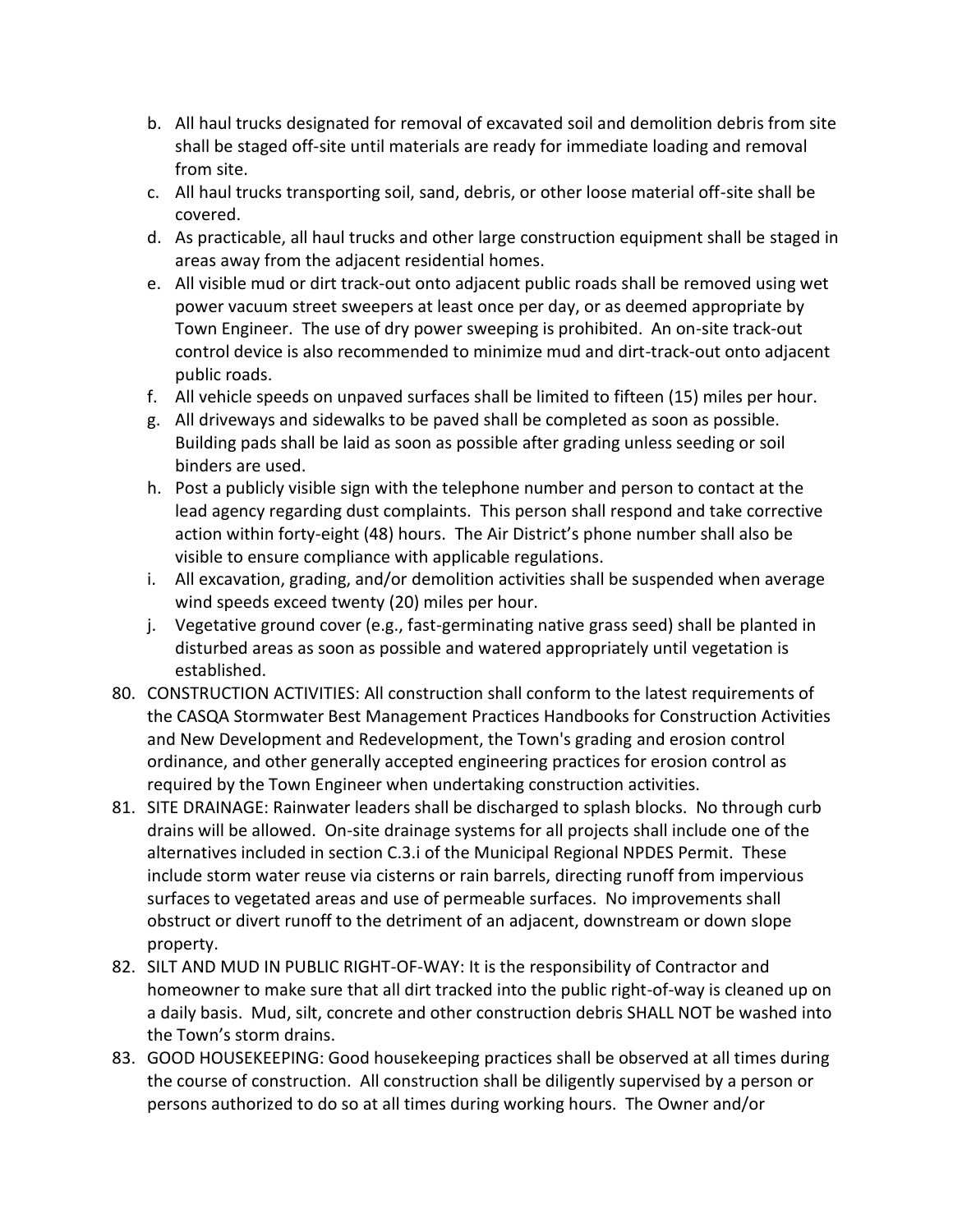b. All haul trucks designated for removal of excavated soil and demolition debris from site shall be staged off-site until materials are ready for immediate loading and removal from site.
c. All haul trucks transporting soil, sand, debris, or other loose material off-site shall be covered.
d. As practicable, all haul trucks and other large construction equipment shall be staged in areas away from the adjacent residential homes.
e. All visible mud or dirt track-out onto adjacent public roads shall be removed using wet power vacuum street sweepers at least once per day, or as deemed appropriate by Town Engineer. The use of dry power sweeping is prohibited. An on-site track-out control device is also recommended to minimize mud and dirt-track-out onto adjacent public roads.
f. All vehicle speeds on unpaved surfaces shall be limited to fifteen (15) miles per hour.
g. All driveways and sidewalks to be paved shall be completed as soon as possible. Building pads shall be laid as soon as possible after grading unless seeding or soil binders are used.
h. Post a publicly visible sign with the telephone number and person to contact at the lead agency regarding dust complaints. This person shall respond and take corrective action within forty-eight (48) hours. The Air District's phone number shall also be visible to ensure compliance with applicable regulations.
i. All excavation, grading, and/or demolition activities shall be suspended when average wind speeds exceed twenty (20) miles per hour.
j. Vegetative ground cover (e.g., fast-germinating native grass seed) shall be planted in disturbed areas as soon as possible and watered appropriately until vegetation is established.

80. CONSTRUCTION ACTIVITIES: All construction shall conform to the latest requirements of the CASQA Stormwater Best Management Practices Handbooks for Construction Activities and New Development and Redevelopment, the Town's grading and erosion control ordinance, and other generally accepted engineering practices for erosion control as required by the Town Engineer when undertaking construction activities.
81. SITE DRAINAGE: Rainwater leaders shall be discharged to splash blocks. No through curb drains will be allowed. On-site drainage systems for all projects shall include one of the alternatives included in section C.3.i of the Municipal Regional NPDES Permit. These include storm water reuse via cisterns or rain barrels, directing runoff from impervious surfaces to vegetated areas and use of permeable surfaces. No improvements shall obstruct or divert runoff to the detriment of an adjacent, downstream or down slope property.
82. SILT AND MUD IN PUBLIC RIGHT-OF-WAY: It is the responsibility of Contractor and homeowner to make sure that all dirt tracked into the public right-of-way is cleaned up on a daily basis. Mud, silt, concrete and other construction debris SHALL NOT be washed into the Town's storm drains.
83. GOOD HOUSEKEEPING: Good housekeeping practices shall be observed at all times during the course of construction. All construction shall be diligently supervised by a person or persons authorized to do so at all times during working hours. The Owner and/or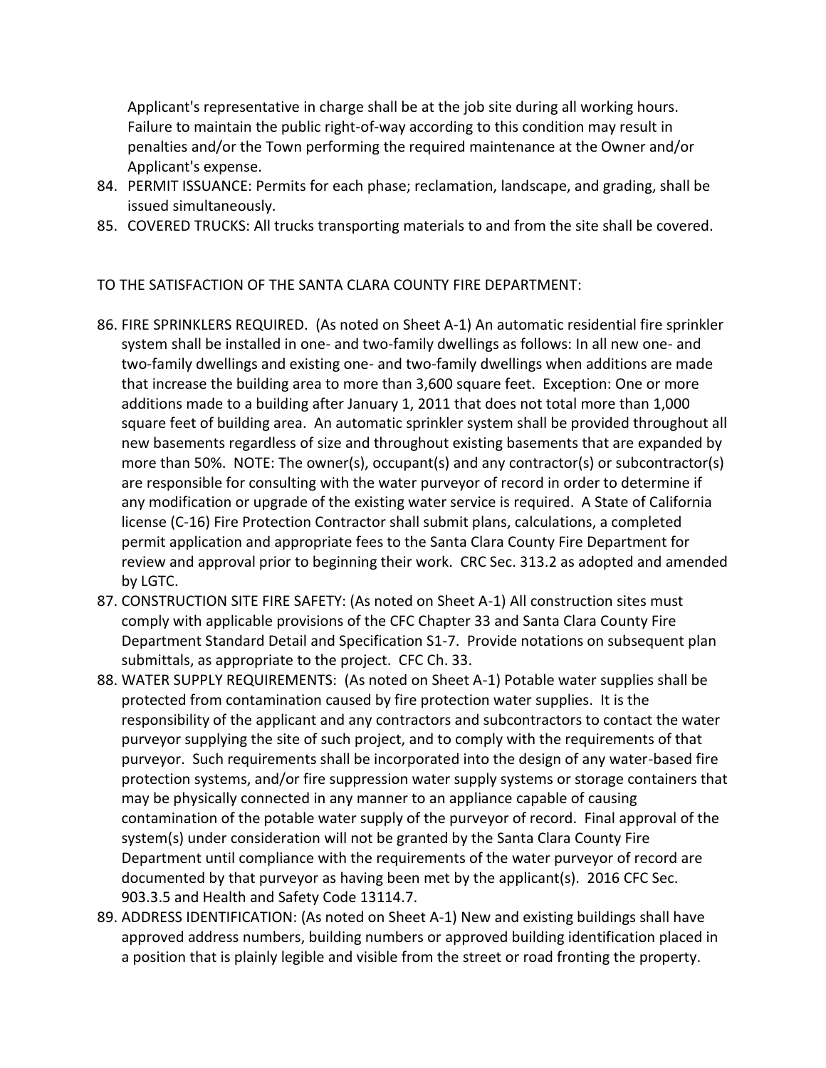Applicant's representative in charge shall be at the job site during all working hours. Failure to maintain the public right-of-way according to this condition may result in penalties and/or the Town performing the required maintenance at the Owner and/or Applicant's expense.

84. PERMIT ISSUANCE: Permits for each phase; reclamation, landscape, and grading, shall be issued simultaneously.
85. COVERED TRUCKS: All trucks transporting materials to and from the site shall be covered.

TO THE SATISFACTION OF THE SANTA CLARA COUNTY FIRE DEPARTMENT:

86. FIRE SPRINKLERS REQUIRED. (As noted on Sheet A-1) An automatic residential fire sprinkler system shall be installed in one- and two-family dwellings as follows: In all new one- and two-family dwellings and existing one- and two-family dwellings when additions are made that increase the building area to more than 3,600 square feet. Exception: One or more additions made to a building after January 1, 2011 that does not total more than 1,000 square feet of building area. An automatic sprinkler system shall be provided throughout all new basements regardless of size and throughout existing basements that are expanded by more than 50%. NOTE: The owner(s), occupant(s) and any contractor(s) or subcontractor(s) are responsible for consulting with the water purveyor of record in order to determine if any modification or upgrade of the existing water service is required. A State of California license (C-16) Fire Protection Contractor shall submit plans, calculations, a completed permit application and appropriate fees to the Santa Clara County Fire Department for review and approval prior to beginning their work. CRC Sec. 313.2 as adopted and amended by LGTC.
87. CONSTRUCTION SITE FIRE SAFETY: (As noted on Sheet A-1) All construction sites must comply with applicable provisions of the CFC Chapter 33 and Santa Clara County Fire Department Standard Detail and Specification S1-7. Provide notations on subsequent plan submittals, as appropriate to the project. CFC Ch. 33.
88. WATER SUPPLY REQUIREMENTS: (As noted on Sheet A-1) Potable water supplies shall be protected from contamination caused by fire protection water supplies. It is the responsibility of the applicant and any contractors and subcontractors to contact the water purveyor supplying the site of such project, and to comply with the requirements of that purveyor. Such requirements shall be incorporated into the design of any water-based fire protection systems, and/or fire suppression water supply systems or storage containers that may be physically connected in any manner to an appliance capable of causing contamination of the potable water supply of the purveyor of record. Final approval of the system(s) under consideration will not be granted by the Santa Clara County Fire Department until compliance with the requirements of the water purveyor of record are documented by that purveyor as having been met by the applicant(s). 2016 CFC Sec. 903.3.5 and Health and Safety Code 13114.7.
89. ADDRESS IDENTIFICATION: (As noted on Sheet A-1) New and existing buildings shall have approved address numbers, building numbers or approved building identification placed in a position that is plainly legible and visible from the street or road fronting the property.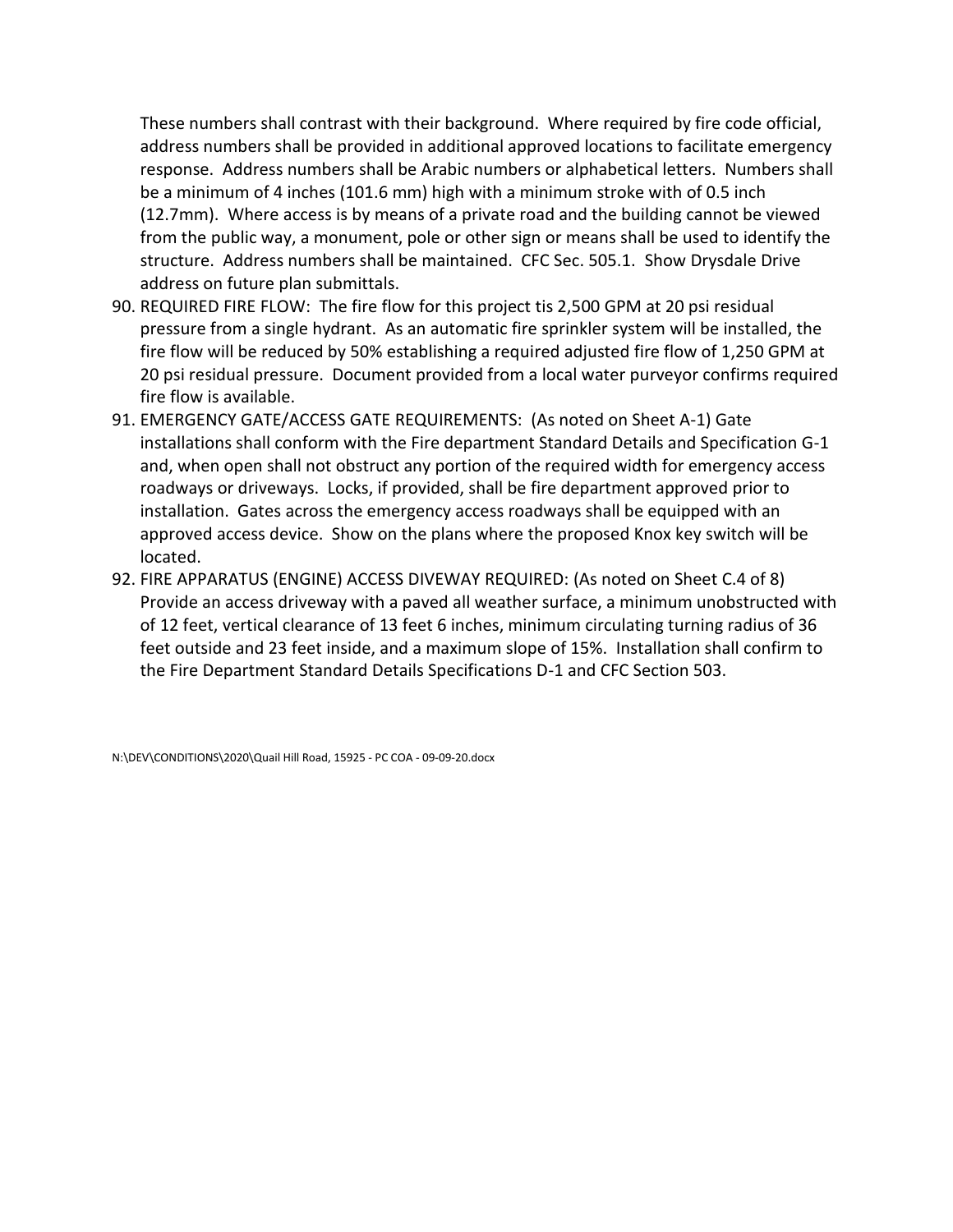These numbers shall contrast with their background. Where required by fire code official, address numbers shall be provided in additional approved locations to facilitate emergency response. Address numbers shall be Arabic numbers or alphabetical letters. Numbers shall be a minimum of 4 inches (101.6 mm) high with a minimum stroke with of 0.5 inch (12.7mm). Where access is by means of a private road and the building cannot be viewed from the public way, a monument, pole or other sign or means shall be used to identify the structure. Address numbers shall be maintained. CFC Sec. 505.1. Show Drysdale Drive address on future plan submittals.

90. REQUIRED FIRE FLOW: The fire flow for this project tis 2,500 GPM at 20 psi residual pressure from a single hydrant. As an automatic fire sprinkler system will be installed, the fire flow will be reduced by 50% establishing a required adjusted fire flow of 1,250 GPM at 20 psi residual pressure. Document provided from a local water purveyor confirms required fire flow is available.
91. EMERGENCY GATE/ACCESS GATE REQUIREMENTS: (As noted on Sheet A-1) Gate installations shall conform with the Fire department Standard Details and Specification G-1 and, when open shall not obstruct any portion of the required width for emergency access roadways or driveways. Locks, if provided, shall be fire department approved prior to installation. Gates across the emergency access roadways shall be equipped with an approved access device. Show on the plans where the proposed Knox key switch will be located.
92. FIRE APPARATUS (ENGINE) ACCESS DIVEWAY REQUIRED: (As noted on Sheet C.4 of 8) Provide an access driveway with a paved all weather surface, a minimum unobstructed with of 12 feet, vertical clearance of 13 feet 6 inches, minimum circulating turning radius of 36 feet outside and 23 feet inside, and a maximum slope of 15%. Installation shall confirm to the Fire Department Standard Details Specifications D-1 and CFC Section 503.

N:\DEV\CONDITIONS\2020\Quail Hill Road, 15925 - PC COA - 09-09-20.docx